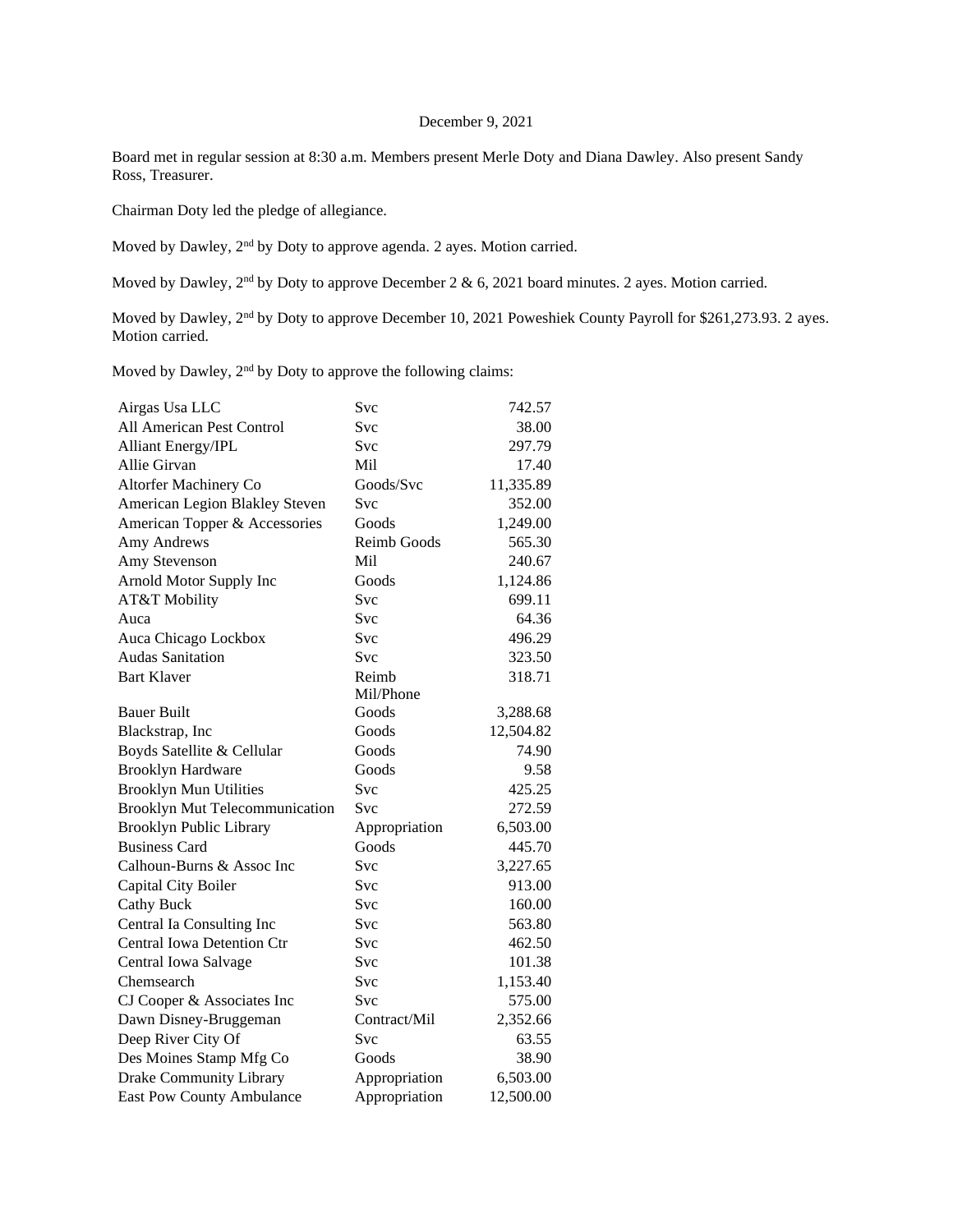December 9, 2021

Board met in regular session at 8:30 a.m. Members present Merle Doty and Diana Dawley. Also present Sandy Ross, Treasurer.

Chairman Doty led the pledge of allegiance.

Moved by Dawley, 2nd by Doty to approve agenda. 2 ayes. Motion carried.

Moved by Dawley, 2nd by Doty to approve December 2 & 6, 2021 board minutes. 2 ayes. Motion carried.

Moved by Dawley, 2nd by Doty to approve December 10, 2021 Poweshiek County Payroll for $261,273.93. 2 ayes. Motion carried.

Moved by Dawley, 2nd by Doty to approve the following claims:

| | | |
|---|---|---|
| Airgas Usa LLC | Svc | 742.57 |
| All American Pest Control | Svc | 38.00 |
| Alliant Energy/IPL | Svc | 297.79 |
| Allie Girvan | Mil | 17.40 |
| Altorfer Machinery Co | Goods/Svc | 11,335.89 |
| American Legion Blakley Steven | Svc | 352.00 |
| American Topper & Accessories | Goods | 1,249.00 |
| Amy Andrews | Reimb Goods | 565.30 |
| Amy Stevenson | Mil | 240.67 |
| Arnold Motor Supply Inc | Goods | 1,124.86 |
| AT&T Mobility | Svc | 699.11 |
| Auca | Svc | 64.36 |
| Auca Chicago Lockbox | Svc | 496.29 |
| Audas Sanitation | Svc | 323.50 |
| Bart Klaver | Reimb Mil/Phone | 318.71 |
| Bauer Built | Goods | 3,288.68 |
| Blackstrap, Inc | Goods | 12,504.82 |
| Boyds Satellite & Cellular | Goods | 74.90 |
| Brooklyn Hardware | Goods | 9.58 |
| Brooklyn Mun Utilities | Svc | 425.25 |
| Brooklyn Mut Telecommunication | Svc | 272.59 |
| Brooklyn Public Library | Appropriation | 6,503.00 |
| Business Card | Goods | 445.70 |
| Calhoun-Burns & Assoc Inc | Svc | 3,227.65 |
| Capital City Boiler | Svc | 913.00 |
| Cathy Buck | Svc | 160.00 |
| Central Ia Consulting Inc | Svc | 563.80 |
| Central Iowa Detention Ctr | Svc | 462.50 |
| Central Iowa Salvage | Svc | 101.38 |
| Chemsearch | Svc | 1,153.40 |
| CJ Cooper & Associates Inc | Svc | 575.00 |
| Dawn Disney-Bruggeman | Contract/Mil | 2,352.66 |
| Deep River City Of | Svc | 63.55 |
| Des Moines Stamp Mfg Co | Goods | 38.90 |
| Drake Community Library | Appropriation | 6,503.00 |
| East Pow County Ambulance | Appropriation | 12,500.00 |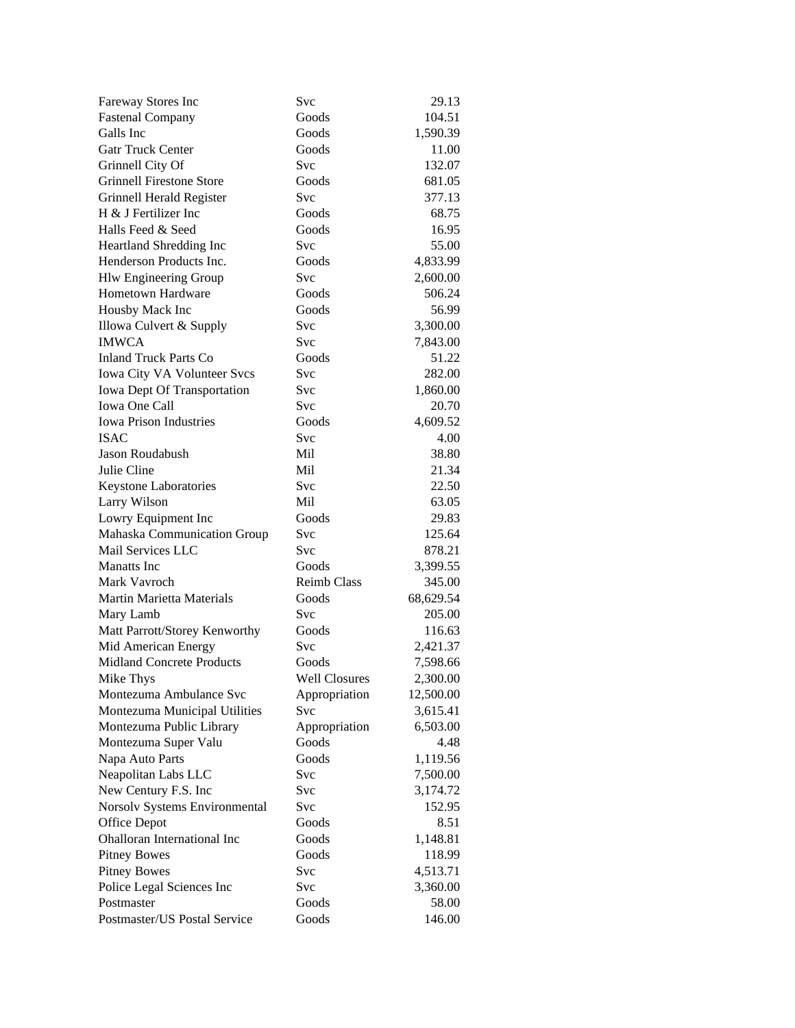| | | |
|---|---|---|
| Fareway Stores Inc | Svc | 29.13 |
| Fastenal Company | Goods | 104.51 |
| Galls Inc | Goods | 1,590.39 |
| Gatr Truck Center | Goods | 11.00 |
| Grinnell City Of | Svc | 132.07 |
| Grinnell Firestone Store | Goods | 681.05 |
| Grinnell Herald Register | Svc | 377.13 |
| H & J Fertilizer Inc | Goods | 68.75 |
| Halls Feed & Seed | Goods | 16.95 |
| Heartland Shredding Inc | Svc | 55.00 |
| Henderson Products Inc. | Goods | 4,833.99 |
| Hlw Engineering Group | Svc | 2,600.00 |
| Hometown Hardware | Goods | 506.24 |
| Housby Mack Inc | Goods | 56.99 |
| Illowa Culvert & Supply | Svc | 3,300.00 |
| IMWCA | Svc | 7,843.00 |
| Inland Truck Parts Co | Goods | 51.22 |
| Iowa City VA Volunteer Svcs | Svc | 282.00 |
| Iowa Dept Of Transportation | Svc | 1,860.00 |
| Iowa One Call | Svc | 20.70 |
| Iowa Prison Industries | Goods | 4,609.52 |
| ISAC | Svc | 4.00 |
| Jason Roudabush | Mil | 38.80 |
| Julie Cline | Mil | 21.34 |
| Keystone Laboratories | Svc | 22.50 |
| Larry Wilson | Mil | 63.05 |
| Lowry Equipment Inc | Goods | 29.83 |
| Mahaska Communication Group | Svc | 125.64 |
| Mail Services LLC | Svc | 878.21 |
| Manatts Inc | Goods | 3,399.55 |
| Mark Vavroch | Reimb Class | 345.00 |
| Martin Marietta Materials | Goods | 68,629.54 |
| Mary Lamb | Svc | 205.00 |
| Matt Parrott/Storey Kenworthy | Goods | 116.63 |
| Mid American Energy | Svc | 2,421.37 |
| Midland Concrete Products | Goods | 7,598.66 |
| Mike Thys | Well Closures | 2,300.00 |
| Montezuma Ambulance Svc | Appropriation | 12,500.00 |
| Montezuma Municipal Utilities | Svc | 3,615.41 |
| Montezuma Public Library | Appropriation | 6,503.00 |
| Montezuma Super Valu | Goods | 4.48 |
| Napa Auto Parts | Goods | 1,119.56 |
| Neapolitan Labs LLC | Svc | 7,500.00 |
| New Century F.S. Inc | Svc | 3,174.72 |
| Norsolv Systems Environmental | Svc | 152.95 |
| Office Depot | Goods | 8.51 |
| Ohalloran International Inc | Goods | 1,148.81 |
| Pitney Bowes | Goods | 118.99 |
| Pitney Bowes | Svc | 4,513.71 |
| Police Legal Sciences Inc | Svc | 3,360.00 |
| Postmaster | Goods | 58.00 |
| Postmaster/US Postal Service | Goods | 146.00 |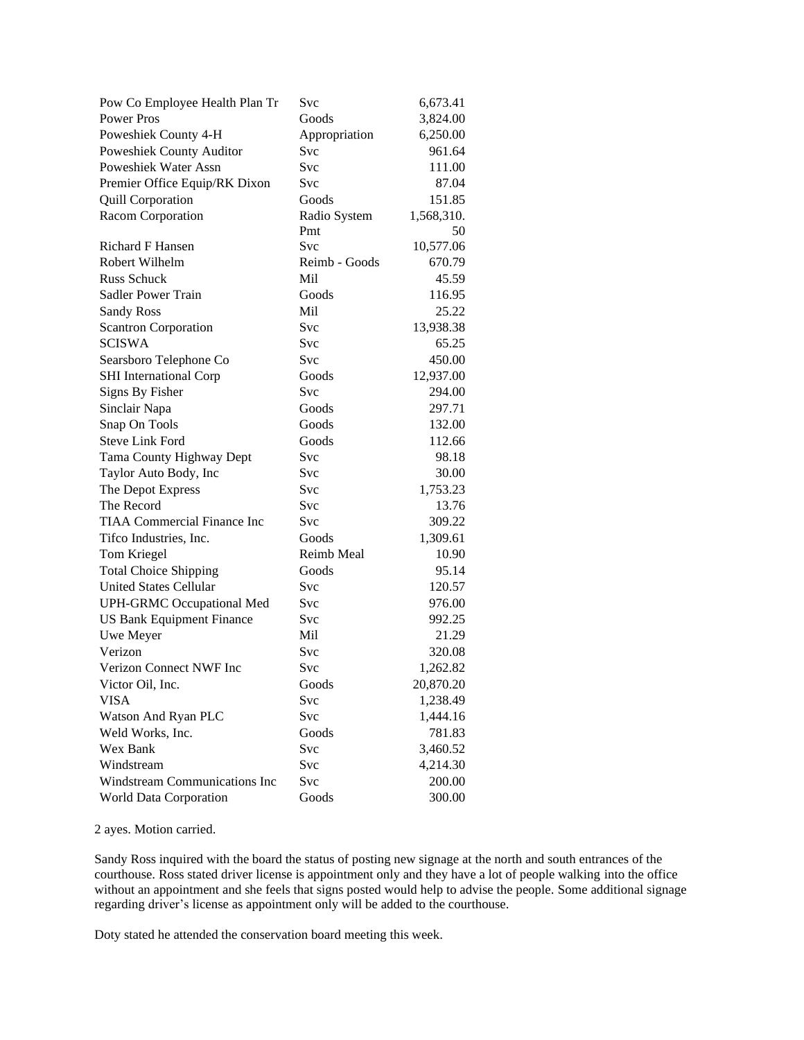| | | |
|---|---|---|
| Pow Co Employee Health Plan Tr | Svc | 6,673.41 |
| Power Pros | Goods | 3,824.00 |
| Poweshiek County 4-H | Appropriation | 6,250.00 |
| Poweshiek County Auditor | Svc | 961.64 |
| Poweshiek Water Assn | Svc | 111.00 |
| Premier Office Equip/RK Dixon | Svc | 87.04 |
| Quill Corporation | Goods | 151.85 |
| Racom Corporation | Radio System Pmt | 1,568,310.50 |
| Richard F Hansen | Svc | 10,577.06 |
| Robert Wilhelm | Reimb - Goods | 670.79 |
| Russ Schuck | Mil | 45.59 |
| Sadler Power Train | Goods | 116.95 |
| Sandy Ross | Mil | 25.22 |
| Scantron Corporation | Svc | 13,938.38 |
| SCISWA | Svc | 65.25 |
| Searsboro Telephone Co | Svc | 450.00 |
| SHI International Corp | Goods | 12,937.00 |
| Signs By Fisher | Svc | 294.00 |
| Sinclair Napa | Goods | 297.71 |
| Snap On Tools | Goods | 132.00 |
| Steve Link Ford | Goods | 112.66 |
| Tama County Highway Dept | Svc | 98.18 |
| Taylor Auto Body, Inc | Svc | 30.00 |
| The Depot Express | Svc | 1,753.23 |
| The Record | Svc | 13.76 |
| TIAA Commercial Finance Inc | Svc | 309.22 |
| Tifco Industries, Inc. | Goods | 1,309.61 |
| Tom Kriegel | Reimb Meal | 10.90 |
| Total Choice Shipping | Goods | 95.14 |
| United States Cellular | Svc | 120.57 |
| UPH-GRMC Occupational Med | Svc | 976.00 |
| US Bank Equipment Finance | Svc | 992.25 |
| Uwe Meyer | Mil | 21.29 |
| Verizon | Svc | 320.08 |
| Verizon Connect NWF Inc | Svc | 1,262.82 |
| Victor Oil, Inc. | Goods | 20,870.20 |
| VISA | Svc | 1,238.49 |
| Watson And Ryan PLC | Svc | 1,444.16 |
| Weld Works, Inc. | Goods | 781.83 |
| Wex Bank | Svc | 3,460.52 |
| Windstream | Svc | 4,214.30 |
| Windstream Communications Inc | Svc | 200.00 |
| World Data Corporation | Goods | 300.00 |

2 ayes. Motion carried.

Sandy Ross inquired with the board the status of posting new signage at the north and south entrances of the courthouse. Ross stated driver license is appointment only and they have a lot of people walking into the office without an appointment and she feels that signs posted would help to advise the people. Some additional signage regarding driver's license as appointment only will be added to the courthouse.

Doty stated he attended the conservation board meeting this week.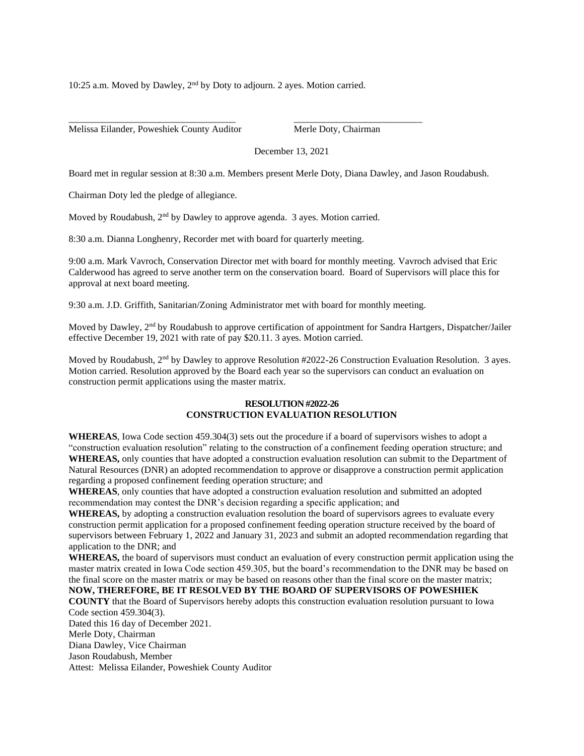10:25 a.m. Moved by Dawley, 2nd by Doty to adjourn. 2 ayes. Motion carried.

\_\_\_\_\_\_\_\_\_\_\_\_\_\_\_\_\_\_\_\_\_\_\_\_\_\_\_\_\_\_\_\_\_\_\_\_ \_\_\_\_\_\_\_\_\_\_\_\_\_\_\_\_\_\_\_\_\_\_\_\_\_\_\_\_

Melissa Eilander, Poweshiek County Auditor Merle Doty, Chairman

December 13, 2021

Board met in regular session at 8:30 a.m. Members present Merle Doty, Diana Dawley, and Jason Roudabush.

Chairman Doty led the pledge of allegiance.

Moved by Roudabush, 2nd by Dawley to approve agenda. 3 ayes. Motion carried.

8:30 a.m. Dianna Longhenry, Recorder met with board for quarterly meeting.

9:00 a.m. Mark Vavroch, Conservation Director met with board for monthly meeting. Vavroch advised that Eric Calderwood has agreed to serve another term on the conservation board. Board of Supervisors will place this for approval at next board meeting.

9:30 a.m. J.D. Griffith, Sanitarian/Zoning Administrator met with board for monthly meeting.

Moved by Dawley, 2nd by Roudabush to approve certification of appointment for Sandra Hartgers, Dispatcher/Jailer effective December 19, 2021 with rate of pay $20.11. 3 ayes. Motion carried.

Moved by Roudabush, 2nd by Dawley to approve Resolution #2022-26 Construction Evaluation Resolution. 3 ayes. Motion carried. Resolution approved by the Board each year so the supervisors can conduct an evaluation on construction permit applications using the master matrix.

**RESOLUTION #2022-26**
**CONSTRUCTION EVALUATION RESOLUTION**

**WHEREAS**, Iowa Code section 459.304(3) sets out the procedure if a board of supervisors wishes to adopt a "construction evaluation resolution" relating to the construction of a confinement feeding operation structure; and
**WHEREAS,** only counties that have adopted a construction evaluation resolution can submit to the Department of Natural Resources (DNR) an adopted recommendation to approve or disapprove a construction permit application regarding a proposed confinement feeding operation structure; and
**WHEREAS**, only counties that have adopted a construction evaluation resolution and submitted an adopted recommendation may contest the DNR's decision regarding a specific application; and
**WHEREAS,** by adopting a construction evaluation resolution the board of supervisors agrees to evaluate every construction permit application for a proposed confinement feeding operation structure received by the board of supervisors between February 1, 2022 and January 31, 2023 and submit an adopted recommendation regarding that application to the DNR; and
**WHEREAS,** the board of supervisors must conduct an evaluation of every construction permit application using the master matrix created in Iowa Code section 459.305, but the board's recommendation to the DNR may be based on the final score on the master matrix or may be based on reasons other than the final score on the master matrix;
**NOW, THEREFORE, BE IT RESOLVED BY THE BOARD OF SUPERVISORS OF POWESHIEK COUNTY** that the Board of Supervisors hereby adopts this construction evaluation resolution pursuant to Iowa Code section 459.304(3).
Dated this 16 day of December 2021.
Merle Doty, Chairman
Diana Dawley, Vice Chairman
Jason Roudabush, Member
Attest: Melissa Eilander, Poweshiek County Auditor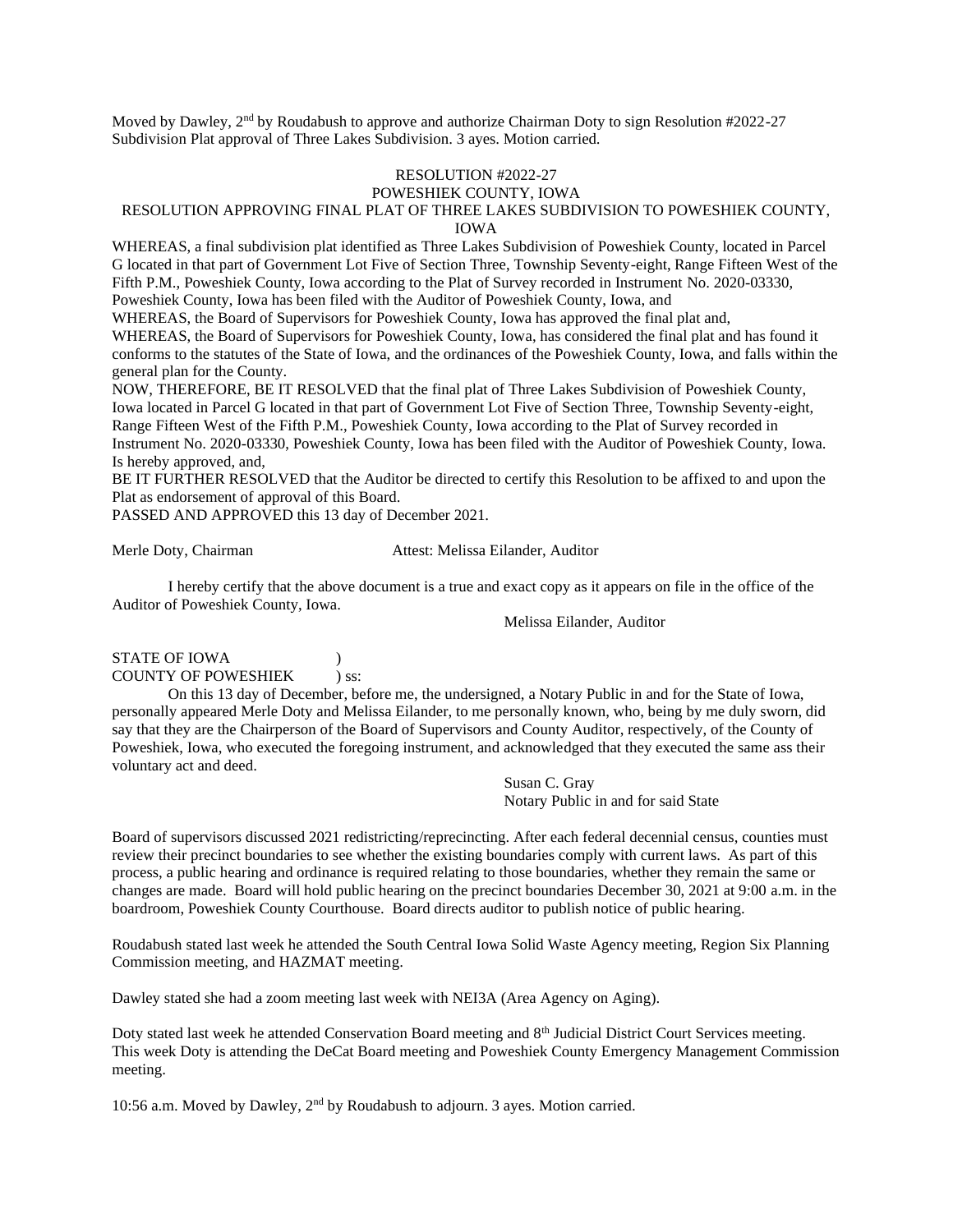Moved by Dawley, 2nd by Roudabush to approve and authorize Chairman Doty to sign Resolution #2022-27 Subdivision Plat approval of Three Lakes Subdivision. 3 ayes. Motion carried.

RESOLUTION #2022-27
POWESHIEK COUNTY, IOWA
RESOLUTION APPROVING FINAL PLAT OF THREE LAKES SUBDIVISION TO POWESHIEK COUNTY, IOWA

WHEREAS, a final subdivision plat identified as Three Lakes Subdivision of Poweshiek County, located in Parcel G located in that part of Government Lot Five of Section Three, Township Seventy-eight, Range Fifteen West of the Fifth P.M., Poweshiek County, Iowa according to the Plat of Survey recorded in Instrument No. 2020-03330, Poweshiek County, Iowa has been filed with the Auditor of Poweshiek County, Iowa, and

WHEREAS, the Board of Supervisors for Poweshiek County, Iowa has approved the final plat and,

WHEREAS, the Board of Supervisors for Poweshiek County, Iowa, has considered the final plat and has found it conforms to the statutes of the State of Iowa, and the ordinances of the Poweshiek County, Iowa, and falls within the general plan for the County.

NOW, THEREFORE, BE IT RESOLVED that the final plat of Three Lakes Subdivision of Poweshiek County, Iowa located in Parcel G located in that part of Government Lot Five of Section Three, Township Seventy-eight, Range Fifteen West of the Fifth P.M., Poweshiek County, Iowa according to the Plat of Survey recorded in Instrument No. 2020-03330, Poweshiek County, Iowa has been filed with the Auditor of Poweshiek County, Iowa. Is hereby approved, and,

BE IT FURTHER RESOLVED that the Auditor be directed to certify this Resolution to be affixed to and upon the Plat as endorsement of approval of this Board.

PASSED AND APPROVED this 13 day of December 2021.

Merle Doty, Chairman    Attest: Melissa Eilander, Auditor

I hereby certify that the above document is a true and exact copy as it appears on file in the office of the Auditor of Poweshiek County, Iowa.

Melissa Eilander, Auditor

STATE OF IOWA )
COUNTY OF POWESHIEK ) ss:

On this 13 day of December, before me, the undersigned, a Notary Public in and for the State of Iowa, personally appeared Merle Doty and Melissa Eilander, to me personally known, who, being by me duly sworn, did say that they are the Chairperson of the Board of Supervisors and County Auditor, respectively, of the County of Poweshiek, Iowa, who executed the foregoing instrument, and acknowledged that they executed the same ass their voluntary act and deed.

Susan C. Gray
Notary Public in and for said State

Board of supervisors discussed 2021 redistricting/reprecincting. After each federal decennial census, counties must review their precinct boundaries to see whether the existing boundaries comply with current laws. As part of this process, a public hearing and ordinance is required relating to those boundaries, whether they remain the same or changes are made. Board will hold public hearing on the precinct boundaries December 30, 2021 at 9:00 a.m. in the boardroom, Poweshiek County Courthouse. Board directs auditor to publish notice of public hearing.

Roudabush stated last week he attended the South Central Iowa Solid Waste Agency meeting, Region Six Planning Commission meeting, and HAZMAT meeting.

Dawley stated she had a zoom meeting last week with NEI3A (Area Agency on Aging).

Doty stated last week he attended Conservation Board meeting and 8th Judicial District Court Services meeting. This week Doty is attending the DeCat Board meeting and Poweshiek County Emergency Management Commission meeting.

10:56 a.m. Moved by Dawley, 2nd by Roudabush to adjourn. 3 ayes. Motion carried.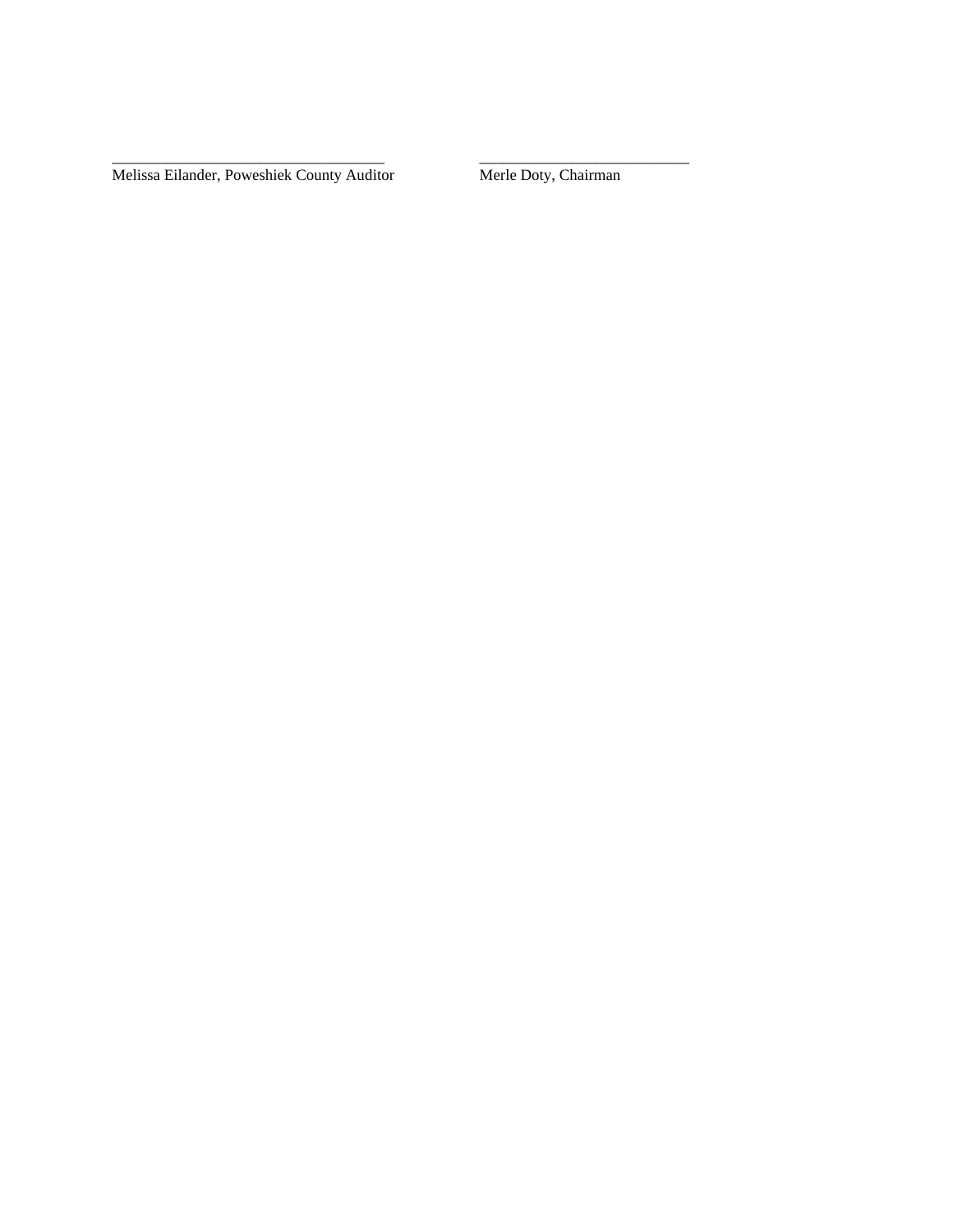\_\_\_\_\_\_\_\_\_\_\_\_\_\_\_\_\_\_\_\_\_\_\_\_\_\_\_\_\_\_\_\_\_\_\_ \_\_\_\_\_\_\_\_\_\_\_\_\_\_\_\_\_\_\_\_\_\_\_\_\_\_\_

Melissa Eilander, Poweshiek County Auditor Merle Doty, Chairman